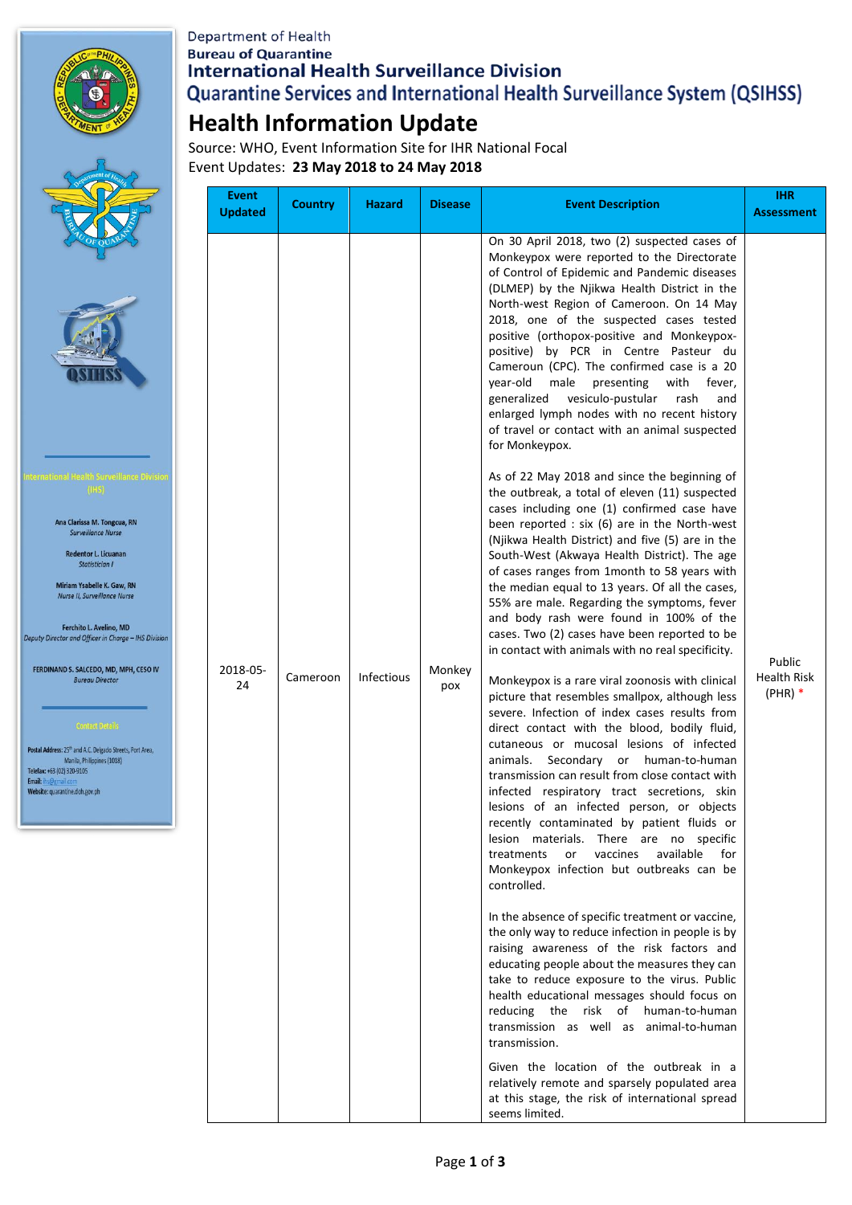Department of Health
**Bureau of Quarantine**
**International Health Surveillance Division**
**Quarantine Services and International Health Surveillance System (QSIHSS)**

# Health Information Update

Source: WHO, Event Information Site for IHR National Focal
Event Updates: **23 May 2018 to 24 May 2018**

International Health Surveillance Division (IHS)

Ana Clarissa M. Tongcua, RN
*Surveillance Nurse*

Redentor L. Licuanan
*Statistician I*

Miriam Ysabelle K. Gaw, RN
*Nurse II, Surveillance Nurse*

Ferchito L. Avelino, MD
*Deputy Director and Officer in Charge – IHS Division*

FERDINAND S. SALCEDO, MD, MPH, CESO IV
*Bureau Director*

Contact Details

**Postal Address:** 25th and A.C. Delgado Streets, Port Area, Manila, Philippines (1018)
**Telefax:** +63 (02) 320-9105
**Email:** ihs@gmail.com
**Website:** quarantine.doh.gov.ph

| Event Updated | Country | Hazard | Disease | Event Description | IHR Assessment |
|---|---|---|---|---|---|
| 2018-05-24 | Cameroon | Infectious | Monkeypox | On 30 April 2018, two (2) suspected cases of Monkeypox were reported to the Directorate of Control of Epidemic and Pandemic diseases (DLMEP) by the Njikwa Health District in the North-west Region of Cameroon. On 14 May 2018, one of the suspected cases tested positive (orthopox-positive and Monkeypox-positive) by PCR in Centre Pasteur du Cameroun (CPC). The confirmed case is a 20 year-old male presenting with fever, generalized vesiculo-pustular rash and enlarged lymph nodes with no recent history of travel or contact with an animal suspected for Monkeypox.<br><br>As of 22 May 2018 and since the beginning of the outbreak, a total of eleven (11) suspected cases including one (1) confirmed case have been reported : six (6) are in the North-west (Njikwa Health District) and five (5) are in the South-West (Akwaya Health District). The age of cases ranges from 1month to 58 years with the median equal to 13 years. Of all the cases, 55% are male. Regarding the symptoms, fever and body rash were found in 100% of the cases. Two (2) cases have been reported to be in contact with animals with no real specificity.<br><br>Monkeypox is a rare viral zoonosis with clinical picture that resembles smallpox, although less severe. Infection of index cases results from direct contact with the blood, bodily fluid, cutaneous or mucosal lesions of infected animals. Secondary or human-to-human transmission can result from close contact with infected respiratory tract secretions, skin lesions of an infected person, or objects recently contaminated by patient fluids or lesion materials. There are no specific treatments or vaccines available for Monkeypox infection but outbreaks can be controlled.<br><br>In the absence of specific treatment or vaccine, the only way to reduce infection in people is by raising awareness of the risk factors and educating people about the measures they can take to reduce exposure to the virus. Public health educational messages should focus on reducing the risk of human-to-human transmission as well as animal-to-human transmission.<br><br>Given the location of the outbreak in a relatively remote and sparsely populated area at this stage, the risk of international spread seems limited. | Public Health Risk (PHR) * |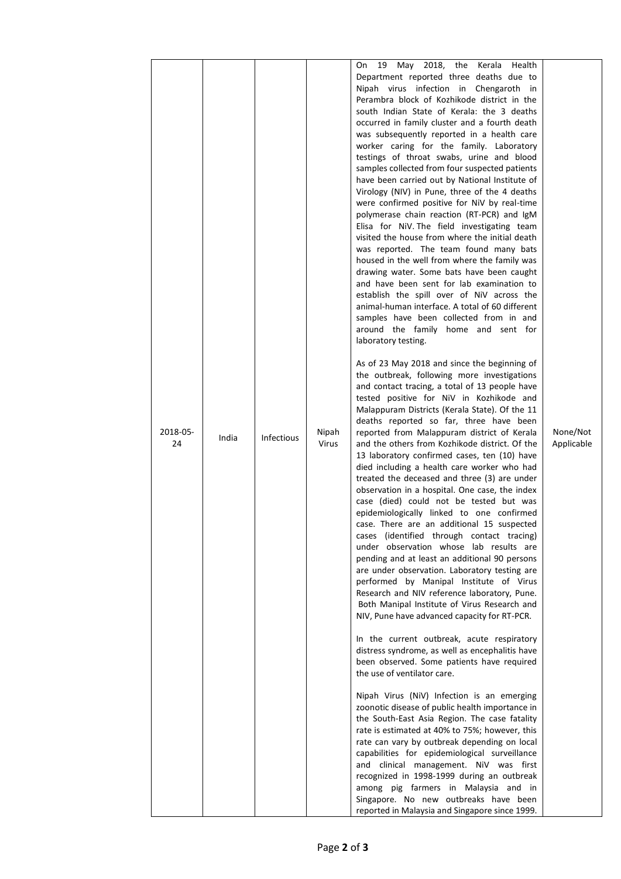| 2018-05-24 | India | Infectious | Nipah Virus | On 19 May 2018, the Kerala Health Department reported three deaths due to Nipah virus infection in Chengaroth in Perambra block of Kozhikode district in the south Indian State of Kerala: the 3 deaths occurred in family cluster and a fourth death was subsequently reported in a health care worker caring for the family. Laboratory testings of throat swabs, urine and blood samples collected from four suspected patients have been carried out by National Institute of Virology (NIV) in Pune, three of the 4 deaths were confirmed positive for NiV by real-time polymerase chain reaction (RT-PCR) and IgM Elisa for NiV. The field investigating team visited the house from where the initial death was reported. The team found many bats housed in the well from where the family was drawing water. Some bats have been caught and have been sent for lab examination to establish the spill over of NiV across the animal-human interface. A total of 60 different samples have been collected from in and around the family home and sent for laboratory testing.<br><br>As of 23 May 2018 and since the beginning of the outbreak, following more investigations and contact tracing, a total of 13 people have tested positive for NiV in Kozhikode and Malappuram Districts (Kerala State). Of the 11 deaths reported so far, three have been reported from Malappuram district of Kerala and the others from Kozhikode district. Of the 13 laboratory confirmed cases, ten (10) have died including a health care worker who had treated the deceased and three (3) are under observation in a hospital. One case, the index case (died) could not be tested but was epidemiologically linked to one confirmed case. There are an additional 15 suspected cases (identified through contact tracing) under observation whose lab results are pending and at least an additional 90 persons are under observation. Laboratory testing are performed by Manipal Institute of Virus Research and NIV reference laboratory, Pune. Both Manipal Institute of Virus Research and NIV, Pune have advanced capacity for RT-PCR.<br><br>In the current outbreak, acute respiratory distress syndrome, as well as encephalitis have been observed. Some patients have required the use of ventilator care.<br><br>Nipah Virus (NiV) Infection is an emerging zoonotic disease of public health importance in the South-East Asia Region. The case fatality rate is estimated at 40% to 75%; however, this rate can vary by outbreak depending on local capabilities for epidemiological surveillance and clinical management. NiV was first recognized in 1998-1999 during an outbreak among pig farmers in Malaysia and in Singapore. No new outbreaks have been reported in Malaysia and Singapore since 1999. | None/Not Applicable |
|---|---|---|---|---|---|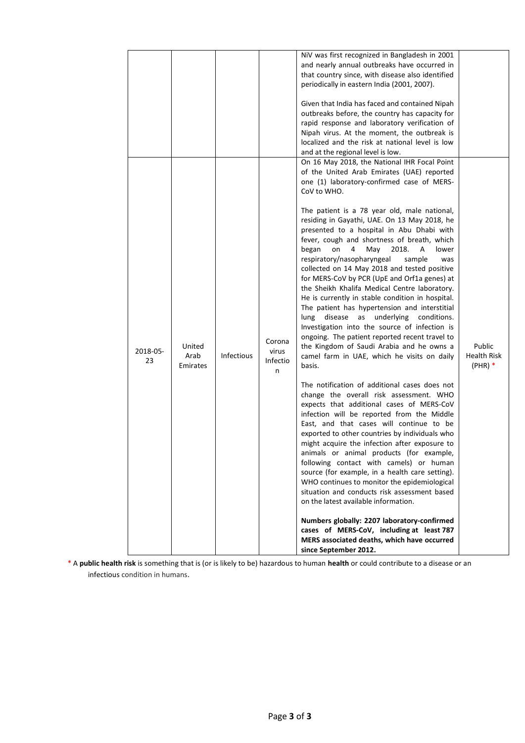| | | | | | |
|---|---|---|---|---|---|
| | | | | NiV was first recognized in Bangladesh in 2001 and nearly annual outbreaks have occurred in that country since, with disease also identified periodically in eastern India (2001, 2007).<br><br>Given that India has faced and contained Nipah outbreaks before, the country has capacity for rapid response and laboratory verification of Nipah virus. At the moment, the outbreak is localized and the risk at national level is low and at the regional level is low. | |
| 2018-05-23 | United Arab Emirates | Infectious | Corona virus Infection | On 16 May 2018, the National IHR Focal Point of the United Arab Emirates (UAE) reported one (1) laboratory-confirmed case of MERS-CoV to WHO.<br><br>The patient is a 78 year old, male national, residing in Gayathi, UAE. On 13 May 2018, he presented to a hospital in Abu Dhabi with fever, cough and shortness of breath, which began on 4 May 2018. A lower respiratory/nasopharyngeal sample was collected on 14 May 2018 and tested positive for MERS-CoV by PCR (UpE and Orf1a genes) at the Sheikh Khalifa Medical Centre laboratory. He is currently in stable condition in hospital. The patient has hypertension and interstitial lung disease as underlying conditions. Investigation into the source of infection is ongoing. The patient reported recent travel to the Kingdom of Saudi Arabia and he owns a camel farm in UAE, which he visits on daily basis.<br><br>The notification of additional cases does not change the overall risk assessment. WHO expects that additional cases of MERS-CoV infection will be reported from the Middle East, and that cases will continue to be exported to other countries by individuals who might acquire the infection after exposure to animals or animal products (for example, following contact with camels) or human source (for example, in a health care setting). WHO continues to monitor the epidemiological situation and conducts risk assessment based on the latest available information.<br><br>**Numbers globally: 2207 laboratory-confirmed cases of MERS-CoV, including at least 787 MERS associated deaths, which have occurred since September 2012.** | Public Health Risk (PHR) * |

* A **public health risk** is something that is (or is likely to be) hazardous to human **health** or could contribute to a disease or an infectious condition in humans.